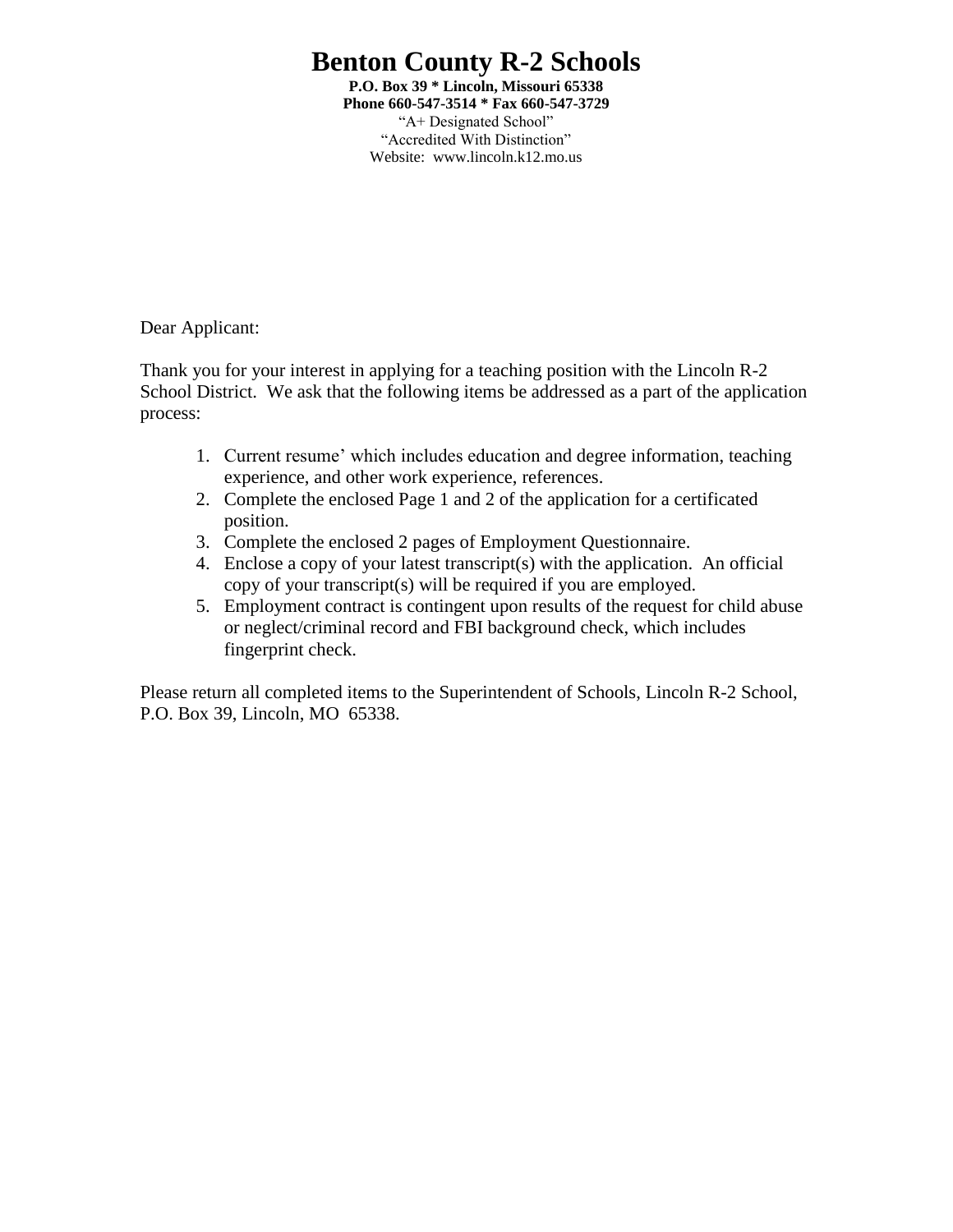# Benton County R-2 Schools

**P.O. Box 39 * Lincoln, Missouri 65338**
**Phone 660-547-3514 * Fax 660-547-3729**
"A+ Designated School"
"Accredited With Distinction"
Website: www.lincoln.k12.mo.us

Dear Applicant:

Thank you for your interest in applying for a teaching position with the Lincoln R-2 School District. We ask that the following items be addressed as a part of the application process:

1. Current resume' which includes education and degree information, teaching experience, and other work experience, references.
2. Complete the enclosed Page 1 and 2 of the application for a certificated position.
3. Complete the enclosed 2 pages of Employment Questionnaire.
4. Enclose a copy of your latest transcript(s) with the application. An official copy of your transcript(s) will be required if you are employed.
5. Employment contract is contingent upon results of the request for child abuse or neglect/criminal record and FBI background check, which includes fingerprint check.

Please return all completed items to the Superintendent of Schools, Lincoln R-2 School, P.O. Box 39, Lincoln, MO 65338.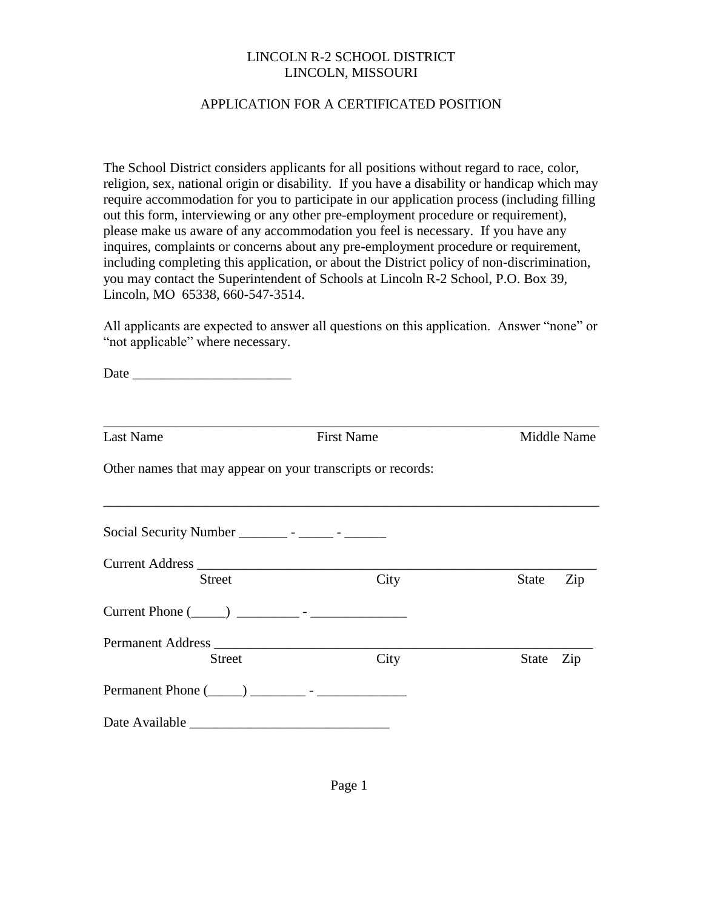LINCOLN R-2 SCHOOL DISTRICT
LINCOLN, MISSOURI

APPLICATION FOR A CERTIFICATED POSITION

The School District considers applicants for all positions without regard to race, color, religion, sex, national origin or disability. If you have a disability or handicap which may require accommodation for you to participate in our application process (including filling out this form, interviewing or any other pre-employment procedure or requirement), please make us aware of any accommodation you feel is necessary. If you have any inquires, complaints or concerns about any pre-employment procedure or requirement, including completing this application, or about the District policy of non-discrimination, you may contact the Superintendent of Schools at Lincoln R-2 School, P.O. Box 39, Lincoln, MO 65338, 660-547-3514.

All applicants are expected to answer all questions on this application. Answer "none" or "not applicable" where necessary.

Date ______________________

_______________________________________________________________________
Last Name First Name Middle Name

Other names that may appear on your transcripts or records:

_______________________________________________________________________

Social Security Number _______ - _____ - ______

Current Address _______________________________________________________
Street City State Zip

Current Phone (_____) _________ - ______________

Permanent Address _____________________________________________________
Street City State Zip

Permanent Phone (_____) ________ - _____________

Date Available _____________________________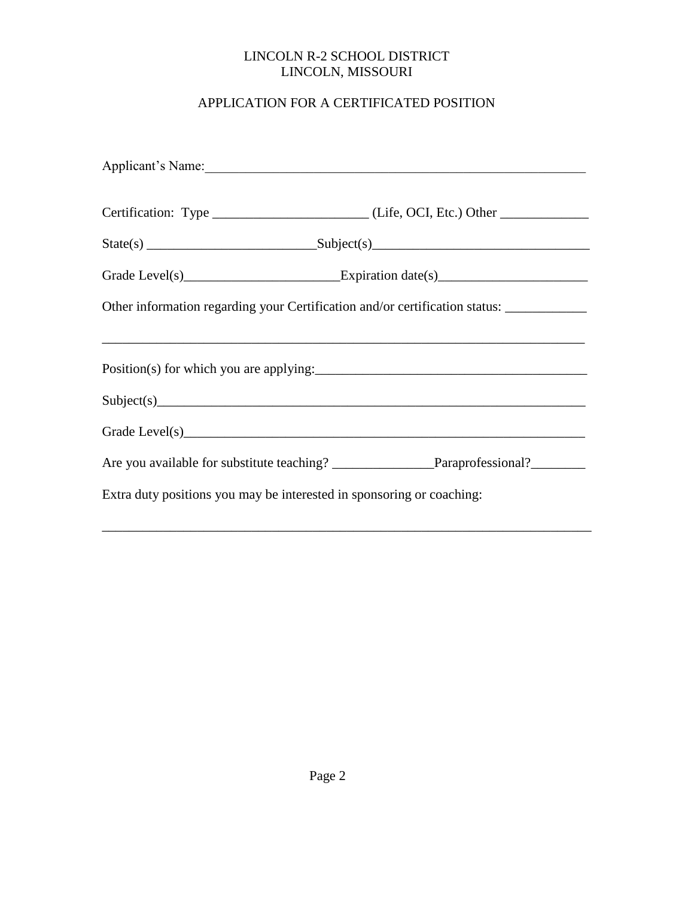LINCOLN R-2 SCHOOL DISTRICT
LINCOLN, MISSOURI

APPLICATION FOR A CERTIFICATED POSITION

Applicant's Name:_______________________________________________________

Certification: Type ______________________ (Life, OCI, Etc.) Other _____________

State(s) _________________________Subject(s)________________________________

Grade Level(s)______________________Expiration date(s)______________________

Other information regarding your Certification and/or certification status: ____________

__________________________________________________________________________

Position(s) for which you are applying:_________________________________________

Subject(s)__________________________________________________________________

Grade Level(s)_______________________________________________________________

Are you available for substitute teaching? _______________Paraprofessional?________

Extra duty positions you may be interested in sponsoring or coaching:

__________________________________________________________________________